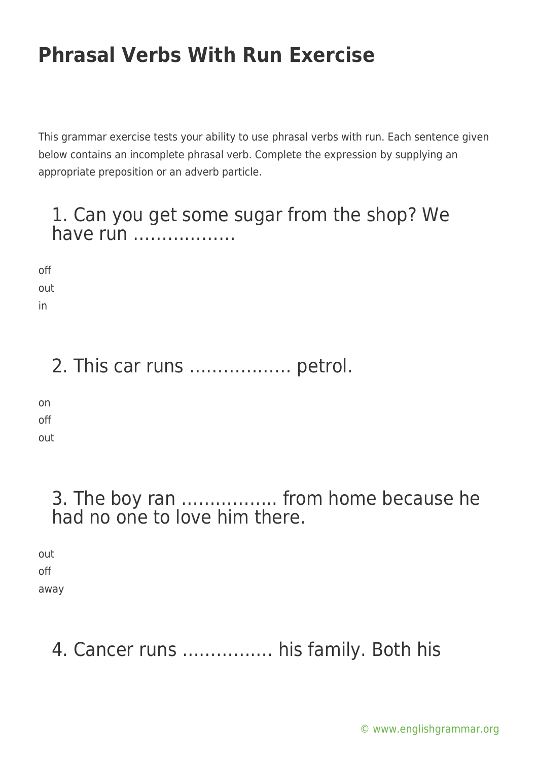# Phrasal Verbs With Run Exercise

This grammar exercise tests your ability to use phrasal verbs with run. Each sentence given below contains an incomplete phrasal verb. Complete the expression by supplying an appropriate preposition or an adverb particle.

## 1. Can you get some sugar from the shop? We have run ………………

off
out
in

## 2. This car runs ……………… petrol.

on
off
out

## 3. The boy ran …………….. from home because he had no one to love him there.

out
off
away

## 4. Cancer runs ……………. his family. Both his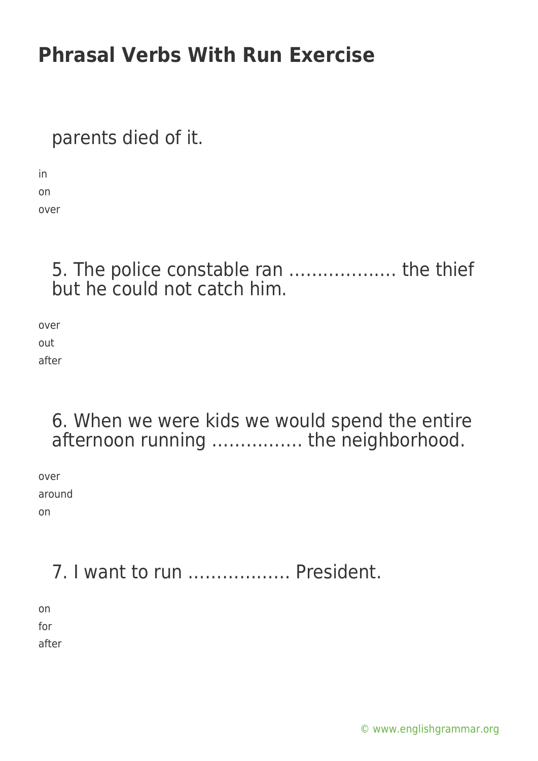parents died of it.

in
on
over

5. The police constable ran ………………. the thief but he could not catch him.

over
out
after

6. When we were kids we would spend the entire afternoon running ……………. the neighborhood.

over
around
on

7. I want to run ……………… President.

on
for
after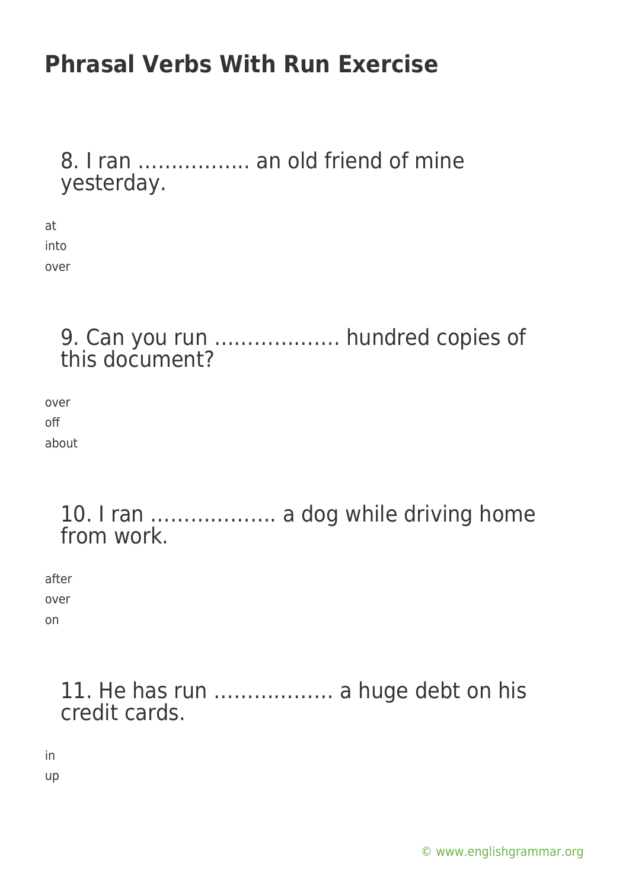# Phrasal Verbs With Run Exercise

8. I ran …………….. an old friend of mine yesterday.

at
into
over

9. Can you run ………………. hundred copies of this document?

over
off
about

10. I ran ………………. a dog while driving home from work.

after
over
on

11. He has run ……………… a huge debt on his credit cards.

in
up

© www.englishgrammar.org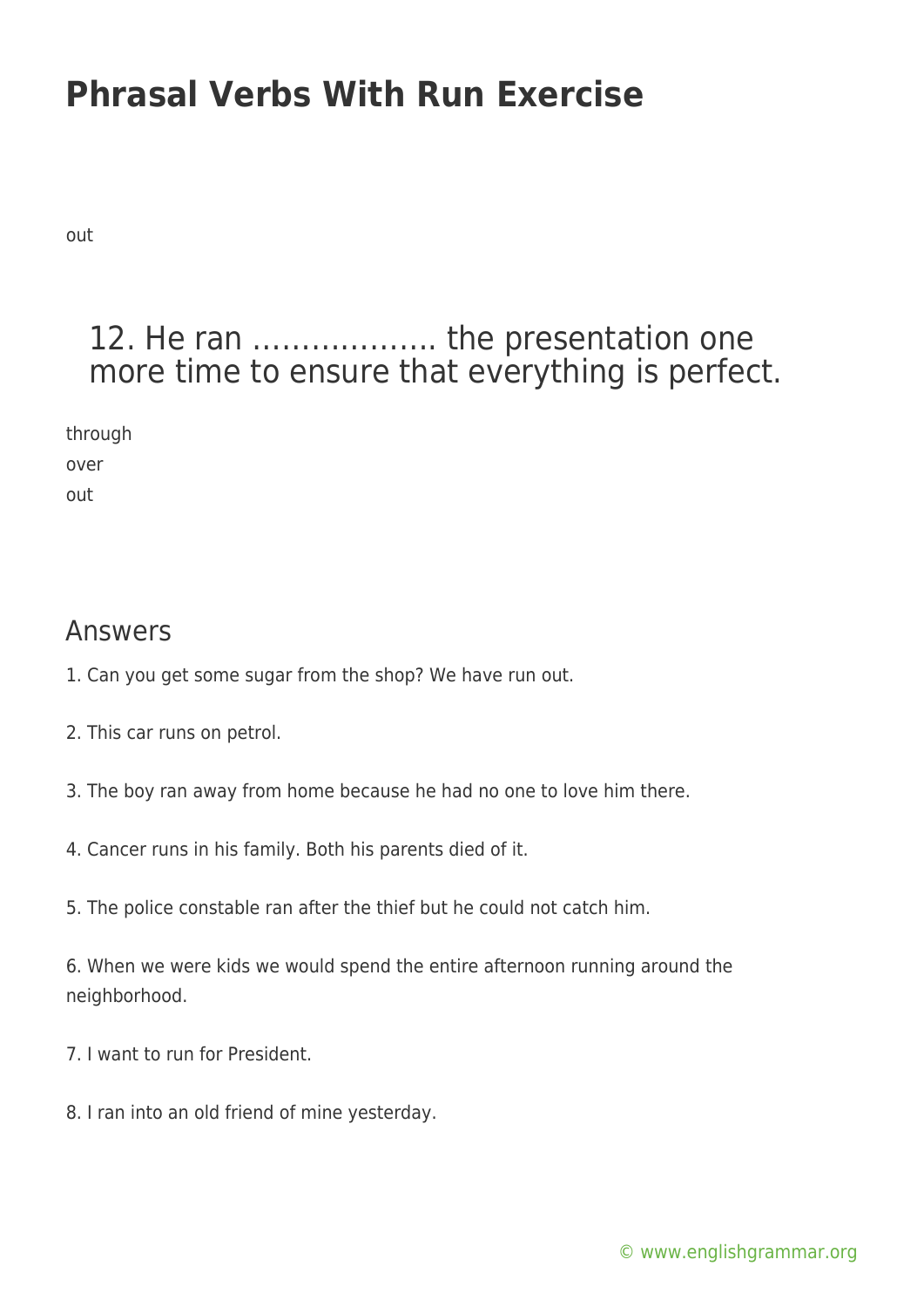out

## 12. He ran ………………. the presentation one more time to ensure that everything is perfect.

through
over
out

## Answers

1. Can you get some sugar from the shop? We have run out.

2. This car runs on petrol.

3. The boy ran away from home because he had no one to love him there.

4. Cancer runs in his family. Both his parents died of it.

5. The police constable ran after the thief but he could not catch him.

6. When we were kids we would spend the entire afternoon running around the neighborhood.

7. I want to run for President.

8. I ran into an old friend of mine yesterday.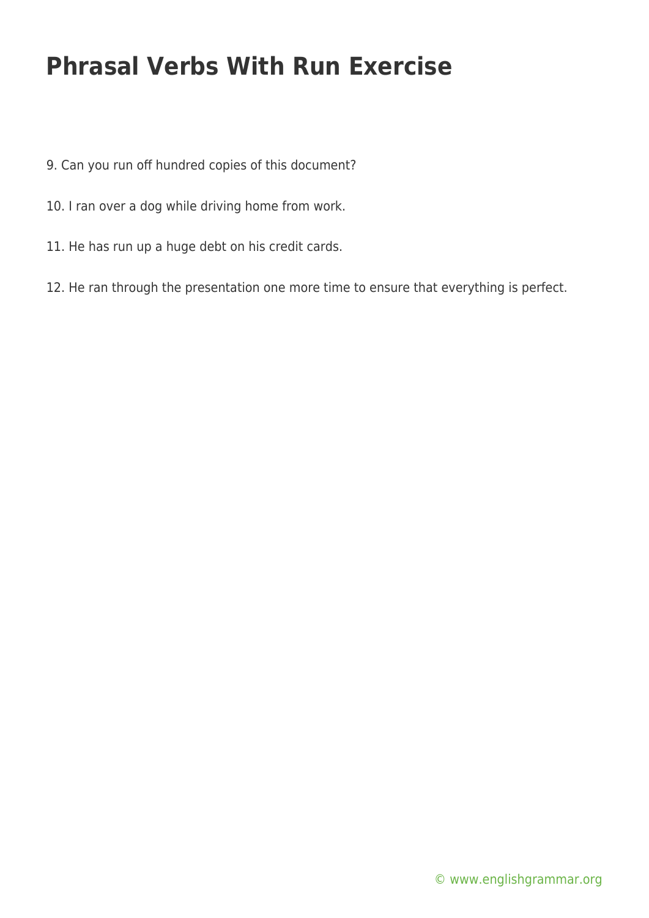9. Can you run off hundred copies of this document?

10. I ran over a dog while driving home from work.

11. He has run up a huge debt on his credit cards.

12. He ran through the presentation one more time to ensure that everything is perfect.